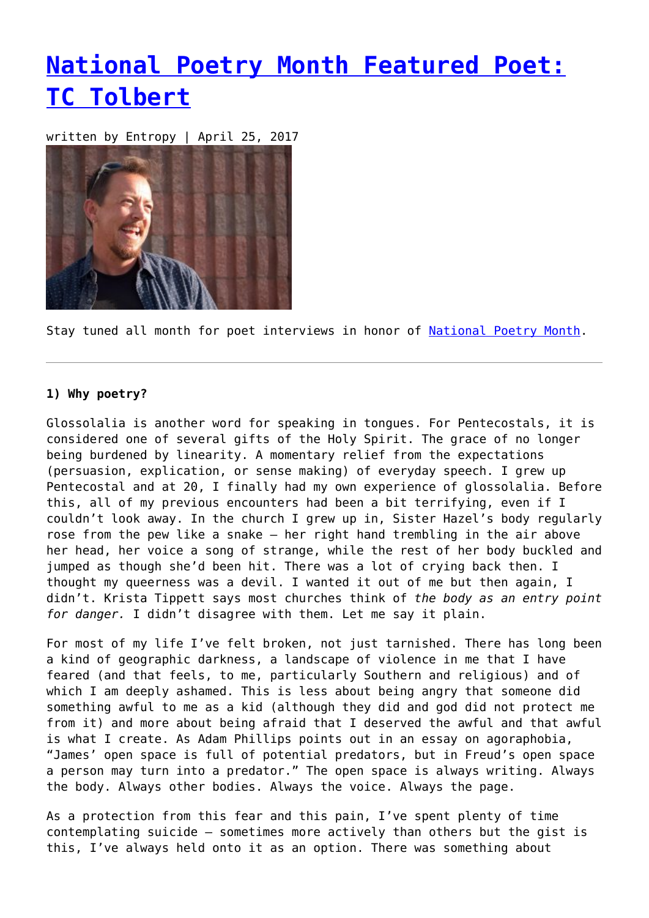# National Poetry Month Featured Poet: TC Tolbert

written by Entropy | April 25, 2017

Stay tuned all month for poet interviews in honor of National Poetry Month.

---

**1) Why poetry?**

Glossolalia is another word for speaking in tongues. For Pentecostals, it is considered one of several gifts of the Holy Spirit. The grace of no longer being burdened by linearity. A momentary relief from the expectations (persuasion, explication, or sense making) of everyday speech. I grew up Pentecostal and at 20, I finally had my own experience of glossolalia. Before this, all of my previous encounters had been a bit terrifying, even if I couldn't look away. In the church I grew up in, Sister Hazel's body regularly rose from the pew like a snake – her right hand trembling in the air above her head, her voice a song of strange, while the rest of her body buckled and jumped as though she'd been hit. There was a lot of crying back then. I thought my queerness was a devil. I wanted it out of me but then again, I didn't. Krista Tippett says most churches think of *the body as an entry point for danger.* I didn't disagree with them. Let me say it plain.

For most of my life I've felt broken, not just tarnished. There has long been a kind of geographic darkness, a landscape of violence in me that I have feared (and that feels, to me, particularly Southern and religious) and of which I am deeply ashamed. This is less about being angry that someone did something awful to me as a kid (although they did and god did not protect me from it) and more about being afraid that I deserved the awful and that awful is what I create. As Adam Phillips points out in an essay on agoraphobia, "James' open space is full of potential predators, but in Freud's open space a person may turn into a predator." The open space is always writing. Always the body. Always other bodies. Always the voice. Always the page.

As a protection from this fear and this pain, I've spent plenty of time contemplating suicide – sometimes more actively than others but the gist is this, I've always held onto it as an option. There was something about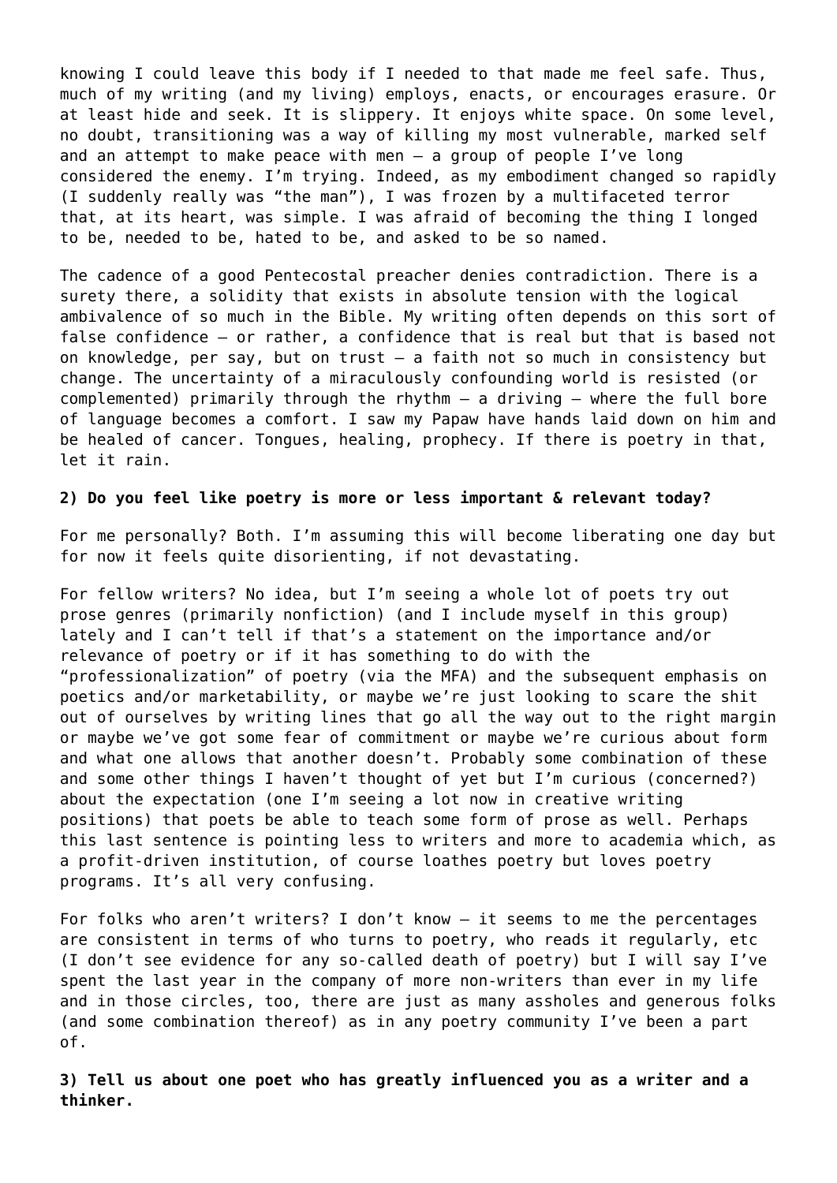knowing I could leave this body if I needed to that made me feel safe. Thus, much of my writing (and my living) employs, enacts, or encourages erasure. Or at least hide and seek. It is slippery. It enjoys white space. On some level, no doubt, transitioning was a way of killing my most vulnerable, marked self and an attempt to make peace with men – a group of people I've long considered the enemy. I'm trying. Indeed, as my embodiment changed so rapidly (I suddenly really was "the man"), I was frozen by a multifaceted terror that, at its heart, was simple. I was afraid of becoming the thing I longed to be, needed to be, hated to be, and asked to be so named.

The cadence of a good Pentecostal preacher denies contradiction. There is a surety there, a solidity that exists in absolute tension with the logical ambivalence of so much in the Bible. My writing often depends on this sort of false confidence – or rather, a confidence that is real but that is based not on knowledge, per say, but on trust – a faith not so much in consistency but change. The uncertainty of a miraculously confounding world is resisted (or complemented) primarily through the rhythm – a driving – where the full bore of language becomes a comfort. I saw my Papaw have hands laid down on him and be healed of cancer. Tongues, healing, prophecy. If there is poetry in that, let it rain.

**2) Do you feel like poetry is more or less important & relevant today?**

For me personally? Both. I'm assuming this will become liberating one day but for now it feels quite disorienting, if not devastating.

For fellow writers? No idea, but I'm seeing a whole lot of poets try out prose genres (primarily nonfiction) (and I include myself in this group) lately and I can't tell if that's a statement on the importance and/or relevance of poetry or if it has something to do with the "professionalization" of poetry (via the MFA) and the subsequent emphasis on poetics and/or marketability, or maybe we're just looking to scare the shit out of ourselves by writing lines that go all the way out to the right margin or maybe we've got some fear of commitment or maybe we're curious about form and what one allows that another doesn't. Probably some combination of these and some other things I haven't thought of yet but I'm curious (concerned?) about the expectation (one I'm seeing a lot now in creative writing positions) that poets be able to teach some form of prose as well. Perhaps this last sentence is pointing less to writers and more to academia which, as a profit-driven institution, of course loathes poetry but loves poetry programs. It's all very confusing.

For folks who aren't writers? I don't know – it seems to me the percentages are consistent in terms of who turns to poetry, who reads it regularly, etc (I don't see evidence for any so-called death of poetry) but I will say I've spent the last year in the company of more non-writers than ever in my life and in those circles, too, there are just as many assholes and generous folks (and some combination thereof) as in any poetry community I've been a part of.

**3) Tell us about one poet who has greatly influenced you as a writer and a thinker.**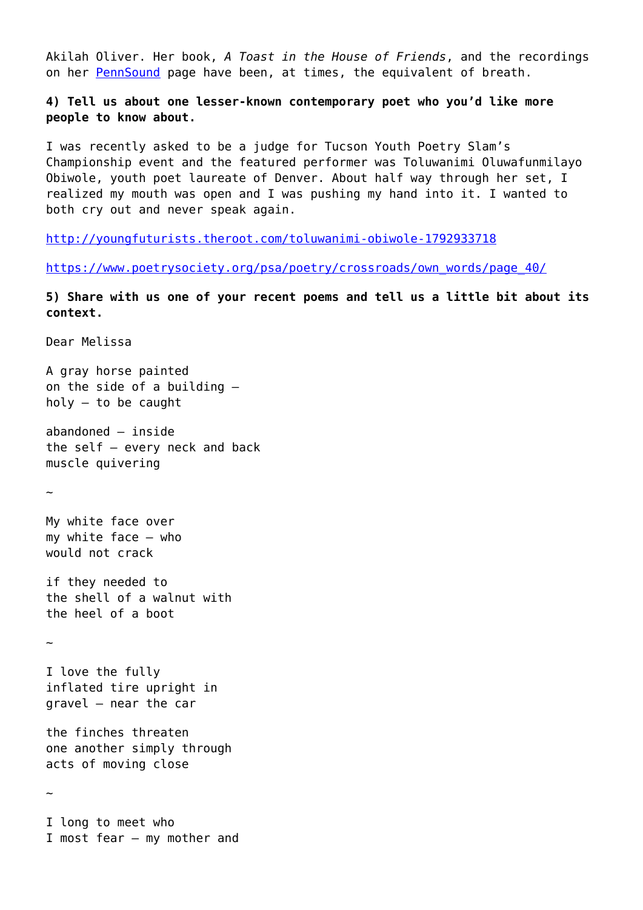Akilah Oliver. Her book, *A Toast in the House of Friends*, and the recordings on her [PennSound](#) page have been, at times, the equivalent of breath.

**4) Tell us about one lesser-known contemporary poet who you'd like more people to know about.**

I was recently asked to be a judge for Tucson Youth Poetry Slam's Championship event and the featured performer was Toluwanimi Oluwafunmilayo Obiwole, youth poet laureate of Denver. About half way through her set, I realized my mouth was open and I was pushing my hand into it. I wanted to both cry out and never speak again.

http://youngfuturists.theroot.com/toluwanimi-obiwole-1792933718

https://www.poetrysociety.org/psa/poetry/crossroads/own_words/page_40/

**5) Share with us one of your recent poems and tell us a little bit about its context.**

Dear Melissa

A gray horse painted  
on the side of a building –  
holy – to be caught

abandoned – inside  
the self – every neck and back  
muscle quivering

~

My white face over  
my white face – who  
would not crack

if they needed to  
the shell of a walnut with  
the heel of a boot

~

I love the fully  
inflated tire upright in  
gravel – near the car

the finches threaten  
one another simply through  
acts of moving close

~

I long to meet who  
I most fear – my mother and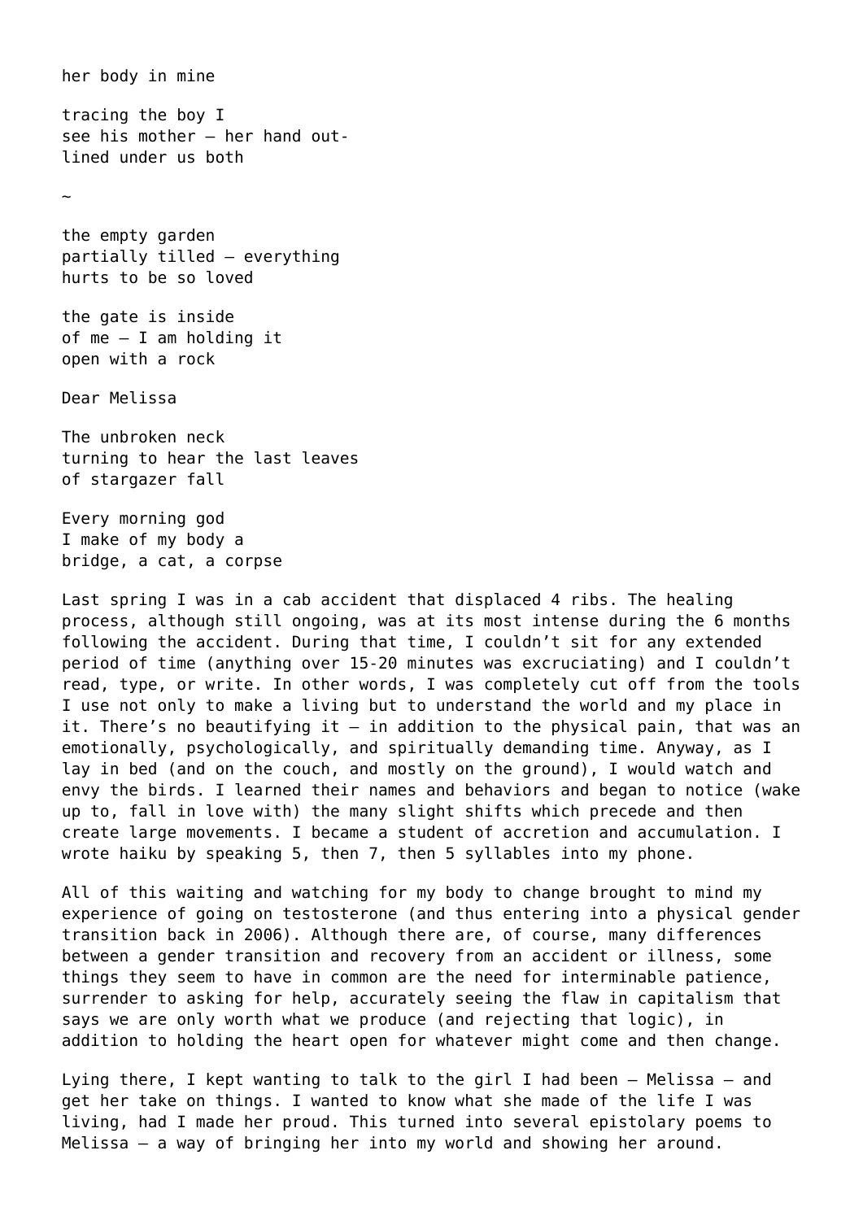her body in mine

tracing the boy I  
see his mother – her hand out-  
lined under us both

~

the empty garden  
partially tilled – everything  
hurts to be so loved

the gate is inside  
of me – I am holding it  
open with a rock

Dear Melissa

The unbroken neck  
turning to hear the last leaves  
of stargazer fall

Every morning god  
I make of my body a  
bridge, a cat, a corpse

Last spring I was in a cab accident that displaced 4 ribs. The healing process, although still ongoing, was at its most intense during the 6 months following the accident. During that time, I couldn't sit for any extended period of time (anything over 15-20 minutes was excruciating) and I couldn't read, type, or write. In other words, I was completely cut off from the tools I use not only to make a living but to understand the world and my place in it. There's no beautifying it – in addition to the physical pain, that was an emotionally, psychologically, and spiritually demanding time. Anyway, as I lay in bed (and on the couch, and mostly on the ground), I would watch and envy the birds. I learned their names and behaviors and began to notice (wake up to, fall in love with) the many slight shifts which precede and then create large movements. I became a student of accretion and accumulation. I wrote haiku by speaking 5, then 7, then 5 syllables into my phone.

All of this waiting and watching for my body to change brought to mind my experience of going on testosterone (and thus entering into a physical gender transition back in 2006). Although there are, of course, many differences between a gender transition and recovery from an accident or illness, some things they seem to have in common are the need for interminable patience, surrender to asking for help, accurately seeing the flaw in capitalism that says we are only worth what we produce (and rejecting that logic), in addition to holding the heart open for whatever might come and then change.

Lying there, I kept wanting to talk to the girl I had been – Melissa – and get her take on things. I wanted to know what she made of the life I was living, had I made her proud. This turned into several epistolary poems to Melissa – a way of bringing her into my world and showing her around.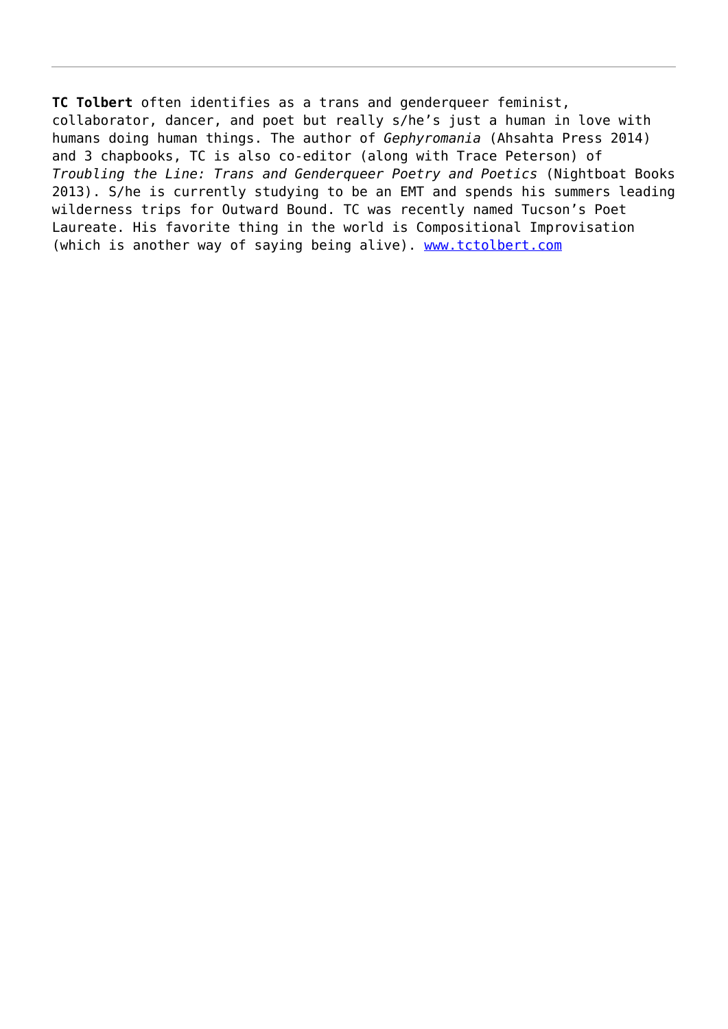---

**TC Tolbert** often identifies as a trans and genderqueer feminist, collaborator, dancer, and poet but really s/he's just a human in love with humans doing human things. The author of *Gephyromania* (Ahsahta Press 2014) and 3 chapbooks, TC is also co-editor (along with Trace Peterson) of *Troubling the Line: Trans and Genderqueer Poetry and Poetics* (Nightboat Books 2013). S/he is currently studying to be an EMT and spends his summers leading wilderness trips for Outward Bound. TC was recently named Tucson's Poet Laureate. His favorite thing in the world is Compositional Improvisation (which is another way of saying being alive). [www.tctolbert.com](http://www.tctolbert.com)